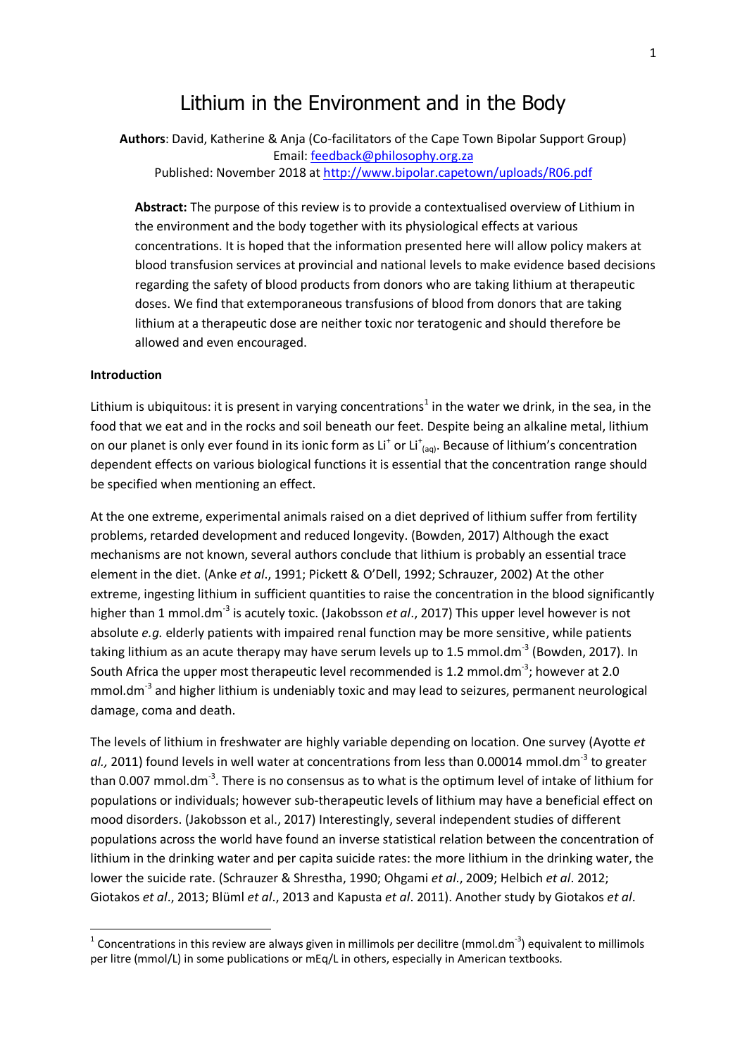# Lithium in the Environment and in the Body

**Authors**: David, Katherine & Anja (Co-facilitators of the Cape Town Bipolar Support Group)
Email: feedback@philosophy.org.za
Published: November 2018 at http://www.bipolar.capetown/uploads/R06.pdf

**Abstract:** The purpose of this review is to provide a contextualised overview of Lithium in the environment and the body together with its physiological effects at various concentrations. It is hoped that the information presented here will allow policy makers at blood transfusion services at provincial and national levels to make evidence based decisions regarding the safety of blood products from donors who are taking lithium at therapeutic doses. We find that extemporaneous transfusions of blood from donors that are taking lithium at a therapeutic dose are neither toxic nor teratogenic and should therefore be allowed and even encouraged.

**Introduction**

Lithium is ubiquitous: it is present in varying concentrations[1] in the water we drink, in the sea, in the food that we eat and in the rocks and soil beneath our feet. Despite being an alkaline metal, lithium on our planet is only ever found in its ionic form as $Li^+$ or $Li^+_{(aq)}$. Because of lithium's concentration dependent effects on various biological functions it is essential that the concentration range should be specified when mentioning an effect.

At the one extreme, experimental animals raised on a diet deprived of lithium suffer from fertility problems, retarded development and reduced longevity. (Bowden, 2017) Although the exact mechanisms are not known, several authors conclude that lithium is probably an essential trace element in the diet. (Anke *et al*., 1991; Pickett & O'Dell, 1992; Schrauzer, 2002) At the other extreme, ingesting lithium in sufficient quantities to raise the concentration in the blood significantly higher than 1 $mmol.dm^{-3}$ is acutely toxic. (Jakobsson *et al*., 2017) This upper level however is not absolute *e.g.* elderly patients with impaired renal function may be more sensitive, while patients taking lithium as an acute therapy may have serum levels up to 1.5 $mmol.dm^{-3}$ (Bowden, 2017). In South Africa the upper most therapeutic level recommended is 1.2 $mmol.dm^{-3}$; however at 2.0 $mmol.dm^{-3}$ and higher lithium is undeniably toxic and may lead to seizures, permanent neurological damage, coma and death.

The levels of lithium in freshwater are highly variable depending on location. One survey (Ayotte *et al.,* 2011) found levels in well water at concentrations from less than 0.00014 $mmol.dm^{-3}$ to greater than 0.007 $mmol.dm^{-3}$. There is no consensus as to what is the optimum level of intake of lithium for populations or individuals; however sub-therapeutic levels of lithium may have a beneficial effect on mood disorders. (Jakobsson et al., 2017) Interestingly, several independent studies of different populations across the world have found an inverse statistical relation between the concentration of lithium in the drinking water and per capita suicide rates: the more lithium in the drinking water, the lower the suicide rate. (Schrauzer & Shrestha, 1990; Ohgami *et al*., 2009; Helbich *et al*. 2012; Giotakos *et al*., 2013; Blüml *et al*., 2013 and Kapusta *et al*. 2011). Another study by Giotakos *et al*.

[1] Concentrations in this review are always given in millimols per decilitre ($mmol.dm^{-3}$) equivalent to millimols per litre (mmol/L) in some publications or mEq/L in others, especially in American textbooks.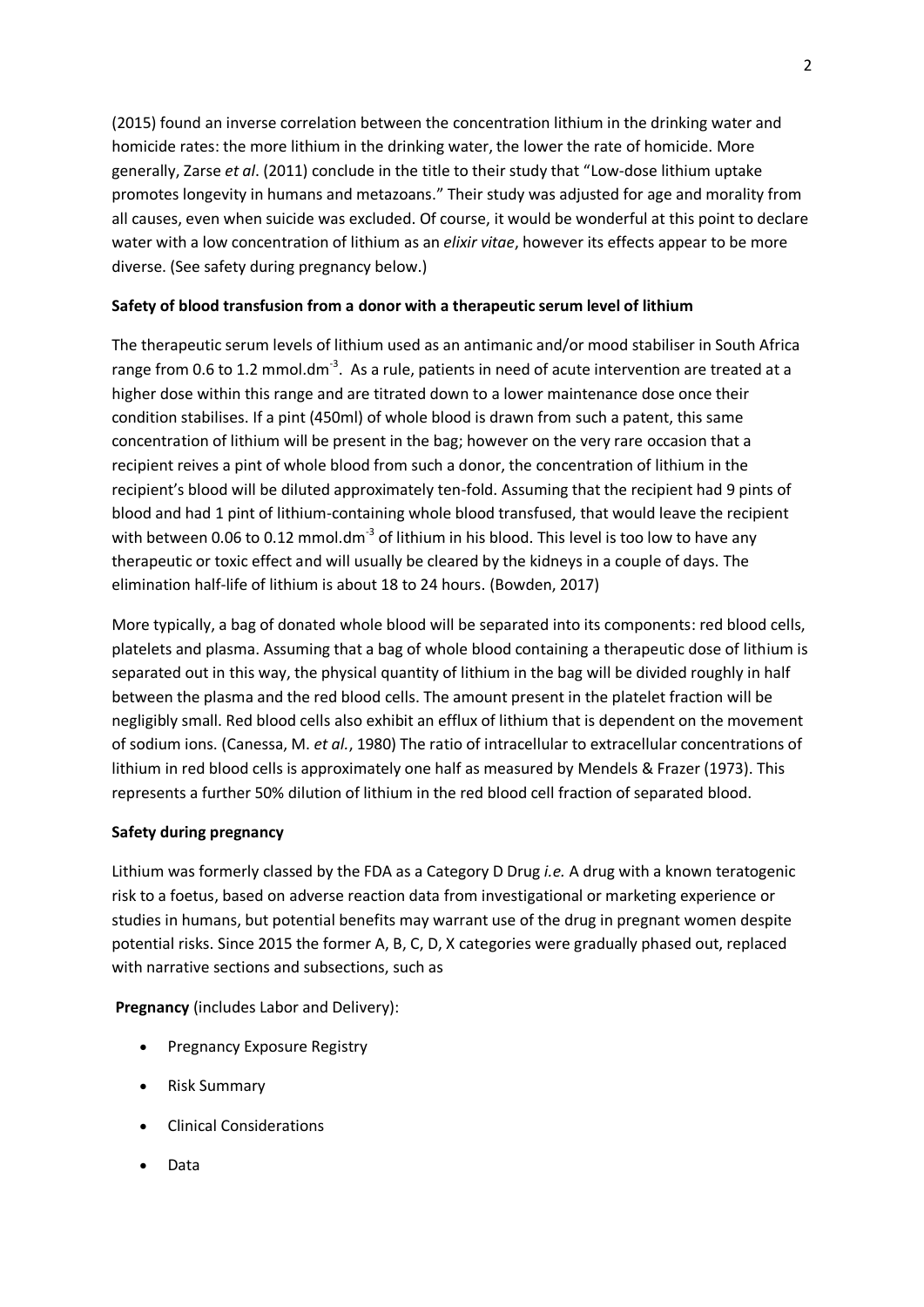(2015) found an inverse correlation between the concentration lithium in the drinking water and homicide rates: the more lithium in the drinking water, the lower the rate of homicide. More generally, Zarse *et al*. (2011) conclude in the title to their study that "Low-dose lithium uptake promotes longevity in humans and metazoans." Their study was adjusted for age and morality from all causes, even when suicide was excluded. Of course, it would be wonderful at this point to declare water with a low concentration of lithium as an *elixir vitae*, however its effects appear to be more diverse. (See safety during pregnancy below.)

**Safety of blood transfusion from a donor with a therapeutic serum level of lithium**

The therapeutic serum levels of lithium used as an antimanic and/or mood stabiliser in South Africa range from 0.6 to 1.2 $mmol.dm^{-3}$. As a rule, patients in need of acute intervention are treated at a higher dose within this range and are titrated down to a lower maintenance dose once their condition stabilises. If a pint (450ml) of whole blood is drawn from such a patent, this same concentration of lithium will be present in the bag; however on the very rare occasion that a recipient reives a pint of whole blood from such a donor, the concentration of lithium in the recipient's blood will be diluted approximately ten-fold. Assuming that the recipient had 9 pints of blood and had 1 pint of lithium-containing whole blood transfused, that would leave the recipient with between 0.06 to 0.12 $mmol.dm^{-3}$ of lithium in his blood. This level is too low to have any therapeutic or toxic effect and will usually be cleared by the kidneys in a couple of days. The elimination half-life of lithium is about 18 to 24 hours. (Bowden, 2017)

More typically, a bag of donated whole blood will be separated into its components: red blood cells, platelets and plasma. Assuming that a bag of whole blood containing a therapeutic dose of lithium is separated out in this way, the physical quantity of lithium in the bag will be divided roughly in half between the plasma and the red blood cells. The amount present in the platelet fraction will be negligibly small. Red blood cells also exhibit an efflux of lithium that is dependent on the movement of sodium ions. (Canessa, M. *et al.*, 1980) The ratio of intracellular to extracellular concentrations of lithium in red blood cells is approximately one half as measured by Mendels & Frazer (1973). This represents a further 50% dilution of lithium in the red blood cell fraction of separated blood.

**Safety during pregnancy**

Lithium was formerly classed by the FDA as a Category D Drug *i.e.* A drug with a known teratogenic risk to a foetus, based on adverse reaction data from investigational or marketing experience or studies in humans, but potential benefits may warrant use of the drug in pregnant women despite potential risks. Since 2015 the former A, B, C, D, X categories were gradually phased out, replaced with narrative sections and subsections, such as

**Pregnancy** (includes Labor and Delivery):

- Pregnancy Exposure Registry
- Risk Summary
- Clinical Considerations
- Data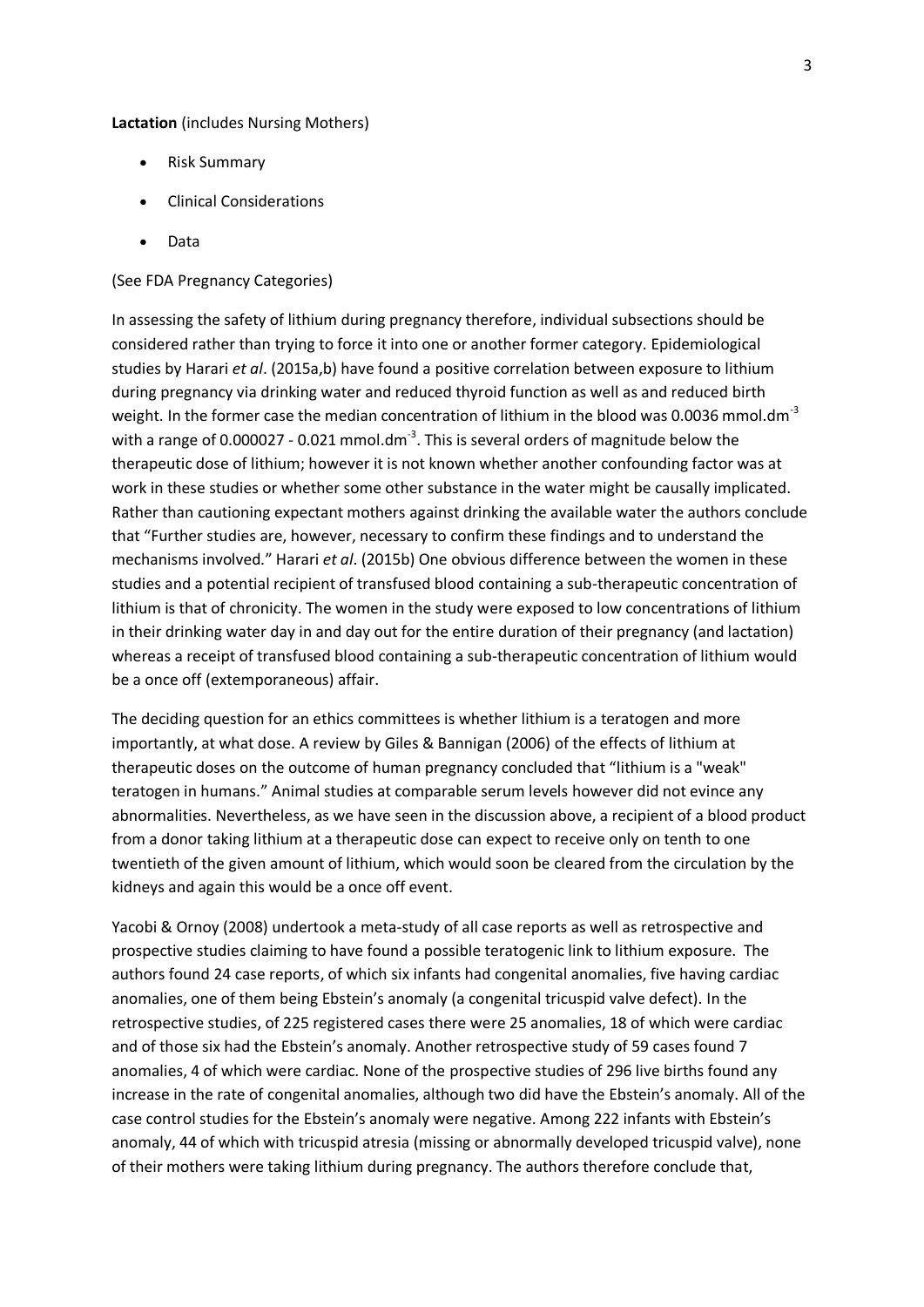**Lactation** (includes Nursing Mothers)

- Risk Summary
- Clinical Considerations
- Data

(See FDA Pregnancy Categories)

In assessing the safety of lithium during pregnancy therefore, individual subsections should be considered rather than trying to force it into one or another former category. Epidemiological studies by Harari *et al*. (2015a,b) have found a positive correlation between exposure to lithium during pregnancy via drinking water and reduced thyroid function as well as and reduced birth weight. In the former case the median concentration of lithium in the blood was 0.0036 mmol.dm$^{-3}$ with a range of 0.000027 - 0.021 mmol.dm$^{-3}$. This is several orders of magnitude below the therapeutic dose of lithium; however it is not known whether another confounding factor was at work in these studies or whether some other substance in the water might be causally implicated. Rather than cautioning expectant mothers against drinking the available water the authors conclude that "Further studies are, however, necessary to confirm these findings and to understand the mechanisms involved." Harari *et al*. (2015b) One obvious difference between the women in these studies and a potential recipient of transfused blood containing a sub-therapeutic concentration of lithium is that of chronicity. The women in the study were exposed to low concentrations of lithium in their drinking water day in and day out for the entire duration of their pregnancy (and lactation) whereas a receipt of transfused blood containing a sub-therapeutic concentration of lithium would be a once off (extemporaneous) affair.

The deciding question for an ethics committees is whether lithium is a teratogen and more importantly, at what dose. A review by Giles & Bannigan (2006) of the effects of lithium at therapeutic doses on the outcome of human pregnancy concluded that "lithium is a "weak" teratogen in humans." Animal studies at comparable serum levels however did not evince any abnormalities. Nevertheless, as we have seen in the discussion above, a recipient of a blood product from a donor taking lithium at a therapeutic dose can expect to receive only on tenth to one twentieth of the given amount of lithium, which would soon be cleared from the circulation by the kidneys and again this would be a once off event.

Yacobi & Ornoy (2008) undertook a meta-study of all case reports as well as retrospective and prospective studies claiming to have found a possible teratogenic link to lithium exposure. The authors found 24 case reports, of which six infants had congenital anomalies, five having cardiac anomalies, one of them being Ebstein's anomaly (a congenital tricuspid valve defect). In the retrospective studies, of 225 registered cases there were 25 anomalies, 18 of which were cardiac and of those six had the Ebstein's anomaly. Another retrospective study of 59 cases found 7 anomalies, 4 of which were cardiac. None of the prospective studies of 296 live births found any increase in the rate of congenital anomalies, although two did have the Ebstein's anomaly. All of the case control studies for the Ebstein's anomaly were negative. Among 222 infants with Ebstein's anomaly, 44 of which with tricuspid atresia (missing or abnormally developed tricuspid valve), none of their mothers were taking lithium during pregnancy. The authors therefore conclude that,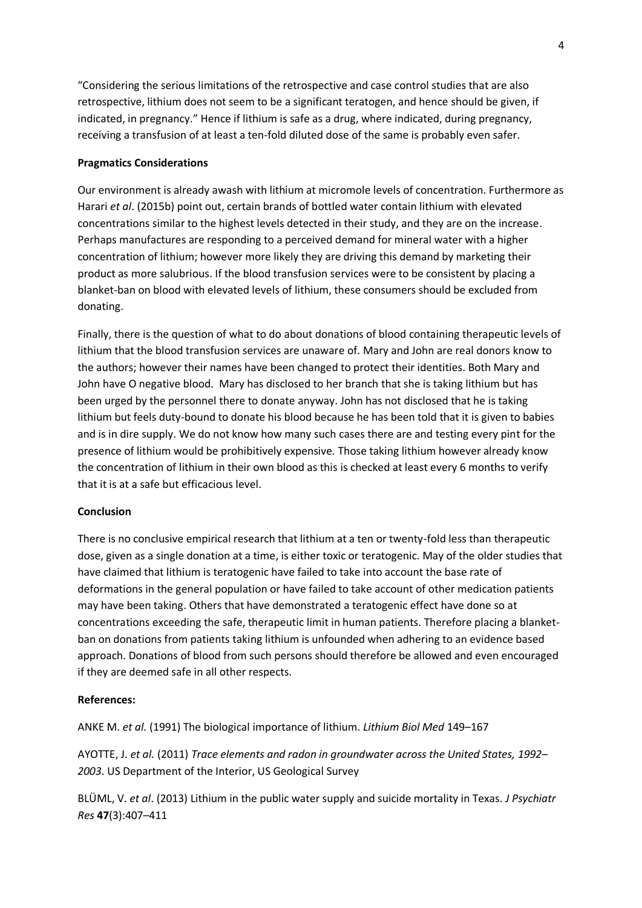"Considering the serious limitations of the retrospective and case control studies that are also retrospective, lithium does not seem to be a significant teratogen, and hence should be given, if indicated, in pregnancy." Hence if lithium is safe as a drug, where indicated, during pregnancy, receiving a transfusion of at least a ten-fold diluted dose of the same is probably even safer.

**Pragmatics Considerations**

Our environment is already awash with lithium at micromole levels of concentration. Furthermore as Harari *et al*. (2015b) point out, certain brands of bottled water contain lithium with elevated concentrations similar to the highest levels detected in their study, and they are on the increase. Perhaps manufactures are responding to a perceived demand for mineral water with a higher concentration of lithium; however more likely they are driving this demand by marketing their product as more salubrious. If the blood transfusion services were to be consistent by placing a blanket-ban on blood with elevated levels of lithium, these consumers should be excluded from donating.

Finally, there is the question of what to do about donations of blood containing therapeutic levels of lithium that the blood transfusion services are unaware of. Mary and John are real donors know to the authors; however their names have been changed to protect their identities. Both Mary and John have O negative blood. Mary has disclosed to her branch that she is taking lithium but has been urged by the personnel there to donate anyway. John has not disclosed that he is taking lithium but feels duty-bound to donate his blood because he has been told that it is given to babies and is in dire supply. We do not know how many such cases there are and testing every pint for the presence of lithium would be prohibitively expensive. Those taking lithium however already know the concentration of lithium in their own blood as this is checked at least every 6 months to verify that it is at a safe but efficacious level.

**Conclusion**

There is no conclusive empirical research that lithium at a ten or twenty-fold less than therapeutic dose, given as a single donation at a time, is either toxic or teratogenic. May of the older studies that have claimed that lithium is teratogenic have failed to take into account the base rate of deformations in the general population or have failed to take account of other medication patients may have been taking. Others that have demonstrated a teratogenic effect have done so at concentrations exceeding the safe, therapeutic limit in human patients. Therefore placing a blanket-ban on donations from patients taking lithium is unfounded when adhering to an evidence based approach. Donations of blood from such persons should therefore be allowed and even encouraged if they are deemed safe in all other respects.

**References:**

ANKE M. *et al.* (1991) The biological importance of lithium. *Lithium Biol Med* 149–167

AYOTTE, J. *et al.* (2011) *Trace elements and radon in groundwater across the United States, 1992–2003*. US Department of the Interior, US Geological Survey

BLÜML, V. *et al*. (2013) Lithium in the public water supply and suicide mortality in Texas. *J Psychiatr Res* **47**(3):407–411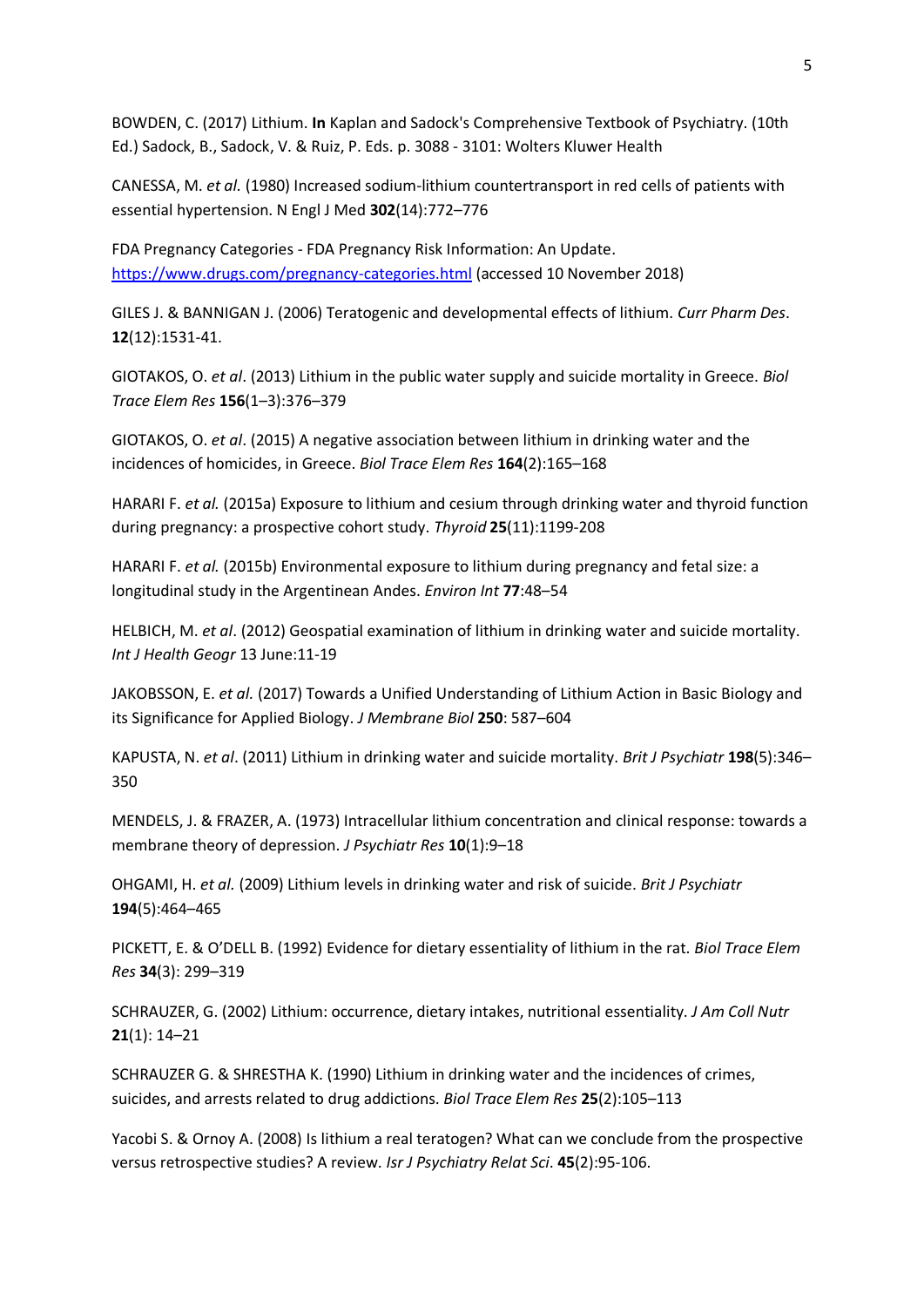BOWDEN, C. (2017) Lithium. **In** Kaplan and Sadock's Comprehensive Textbook of Psychiatry. (10th Ed.) Sadock, B., Sadock, V. & Ruiz, P. Eds. p. 3088 - 3101: Wolters Kluwer Health

CANESSA, M. *et al.* (1980) Increased sodium-lithium countertransport in red cells of patients with essential hypertension. N Engl J Med **302**(14):772–776

FDA Pregnancy Categories - FDA Pregnancy Risk Information: An Update. https://www.drugs.com/pregnancy-categories.html (accessed 10 November 2018)

GILES J. & BANNIGAN J. (2006) Teratogenic and developmental effects of lithium. *Curr Pharm Des*. **12**(12):1531-41.

GIOTAKOS, O. *et al*. (2013) Lithium in the public water supply and suicide mortality in Greece. *Biol Trace Elem Res* **156**(1–3):376–379

GIOTAKOS, O. *et al*. (2015) A negative association between lithium in drinking water and the incidences of homicides, in Greece. *Biol Trace Elem Res* **164**(2):165–168

HARARI F. *et al.* (2015a) Exposure to lithium and cesium through drinking water and thyroid function during pregnancy: a prospective cohort study. *Thyroid* **25**(11):1199-208

HARARI F. *et al.* (2015b) Environmental exposure to lithium during pregnancy and fetal size: a longitudinal study in the Argentinean Andes. *Environ Int* **77**:48–54

HELBICH, M. *et al*. (2012) Geospatial examination of lithium in drinking water and suicide mortality. *Int J Health Geogr* 13 June:11-19

JAKOBSSON, E. *et al.* (2017) Towards a Unified Understanding of Lithium Action in Basic Biology and its Significance for Applied Biology. *J Membrane Biol* **250**: 587–604

KAPUSTA, N. *et al*. (2011) Lithium in drinking water and suicide mortality. *Brit J Psychiatr* **198**(5):346–350

MENDELS, J. & FRAZER, A. (1973) Intracellular lithium concentration and clinical response: towards a membrane theory of depression. *J Psychiatr Res* **10**(1):9–18

OHGAMI, H. *et al.* (2009) Lithium levels in drinking water and risk of suicide. *Brit J Psychiatr* **194**(5):464–465

PICKETT, E. & O'DELL B. (1992) Evidence for dietary essentiality of lithium in the rat. *Biol Trace Elem Res* **34**(3): 299–319

SCHRAUZER, G. (2002) Lithium: occurrence, dietary intakes, nutritional essentiality. *J Am Coll Nutr* **21**(1): 14–21

SCHRAUZER G. & SHRESTHA K. (1990) Lithium in drinking water and the incidences of crimes, suicides, and arrests related to drug addictions. *Biol Trace Elem Res* **25**(2):105–113

Yacobi S. & Ornoy A. (2008) Is lithium a real teratogen? What can we conclude from the prospective versus retrospective studies? A review. *Isr J Psychiatry Relat Sci*. **45**(2):95-106.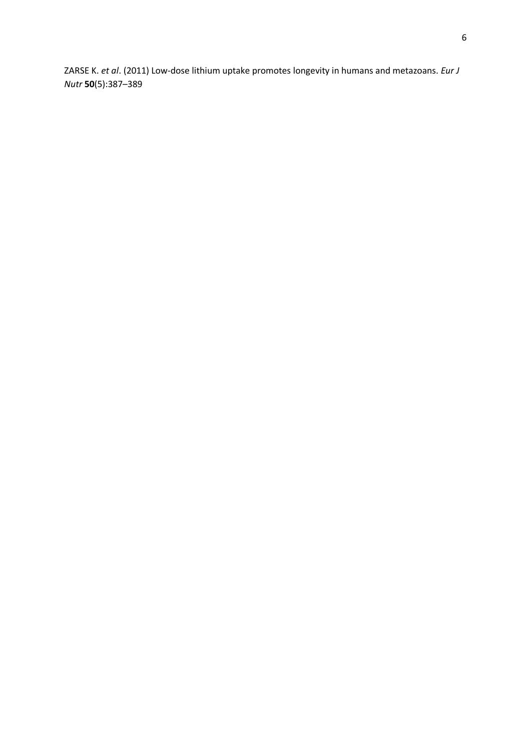ZARSE K. *et al*. (2011) Low-dose lithium uptake promotes longevity in humans and metazoans. *Eur J Nutr* **50**(5):387–389